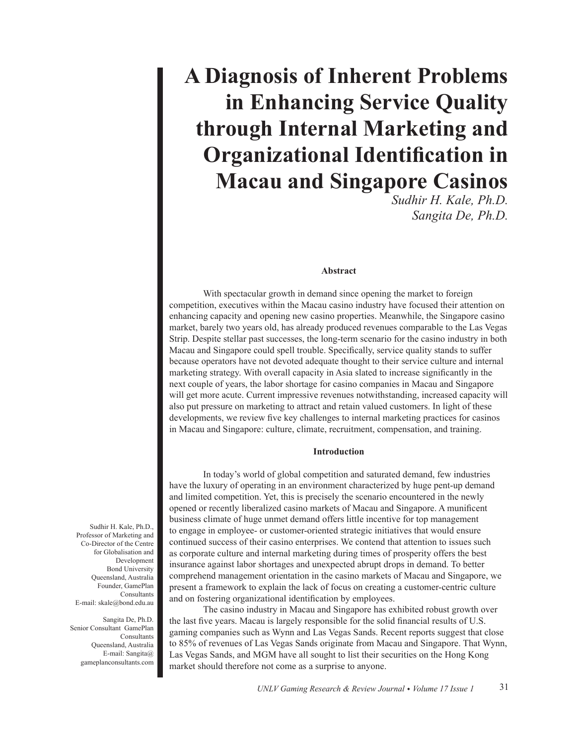# A Diagnosis of Inherent Problems in Enhancing Service Quality through Internal Marketing and Organizational Identification in Macau and Singapore Casinos

*Sudhir H. Kale, Ph.D.*
*Sangita De, Ph.D.*

Sudhir H. Kale, Ph.D., Professor of Marketing and Co-Director of the Centre for Globalisation and Development, Bond University, Queensland, Australia; Founder, GamePlan Consultants. E-mail: skale@bond.edu.au

Sangita De, Ph.D., Senior Consultant, GamePlan Consultants, Queensland, Australia. E-mail: Sangita@gameplanconsultants.com

## Abstract

With spectacular growth in demand since opening the market to foreign competition, executives within the Macau casino industry have focused their attention on enhancing capacity and opening new casino properties. Meanwhile, the Singapore casino market, barely two years old, has already produced revenues comparable to the Las Vegas Strip. Despite stellar past successes, the long-term scenario for the casino industry in both Macau and Singapore could spell trouble. Specifically, service quality stands to suffer because operators have not devoted adequate thought to their service culture and internal marketing strategy. With overall capacity in Asia slated to increase significantly in the next couple of years, the labor shortage for casino companies in Macau and Singapore will get more acute. Current impressive revenues notwithstanding, increased capacity will also put pressure on marketing to attract and retain valued customers. In light of these developments, we review five key challenges to internal marketing practices for casinos in Macau and Singapore: culture, climate, recruitment, compensation, and training.

## Introduction

In today's world of global competition and saturated demand, few industries have the luxury of operating in an environment characterized by huge pent-up demand and limited competition. Yet, this is precisely the scenario encountered in the newly opened or recently liberalized casino markets of Macau and Singapore. A munificent business climate of huge unmet demand offers little incentive for top management to engage in employee- or customer-oriented strategic initiatives that would ensure continued success of their casino enterprises. We contend that attention to issues such as corporate culture and internal marketing during times of prosperity offers the best insurance against labor shortages and unexpected abrupt drops in demand. To better comprehend management orientation in the casino markets of Macau and Singapore, we present a framework to explain the lack of focus on creating a customer-centric culture and on fostering organizational identification by employees.

The casino industry in Macau and Singapore has exhibited robust growth over the last five years. Macau is largely responsible for the solid financial results of U.S. gaming companies such as Wynn and Las Vegas Sands. Recent reports suggest that close to 85% of revenues of Las Vegas Sands originate from Macau and Singapore. That Wynn, Las Vegas Sands, and MGM have all sought to list their securities on the Hong Kong market should therefore not come as a surprise to anyone.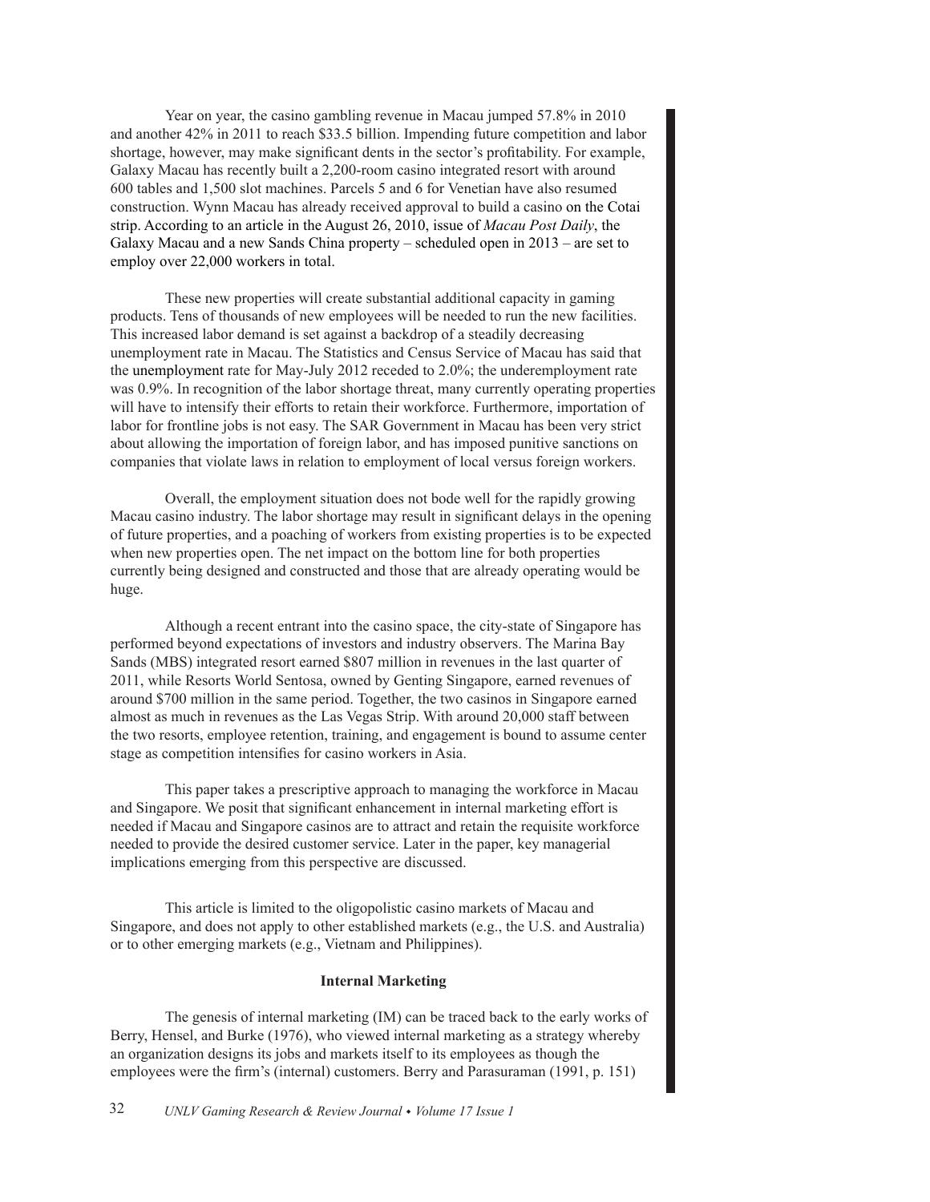Year on year, the casino gambling revenue in Macau jumped 57.8% in 2010 and another 42% in 2011 to reach $33.5 billion. Impending future competition and labor shortage, however, may make significant dents in the sector's profitability. For example, Galaxy Macau has recently built a 2,200-room casino integrated resort with around 600 tables and 1,500 slot machines. Parcels 5 and 6 for Venetian have also resumed construction. Wynn Macau has already received approval to build a casino on the Cotai strip. According to an article in the August 26, 2010, issue of *Macau Post Daily*, the Galaxy Macau and a new Sands China property – scheduled open in 2013 – are set to employ over 22,000 workers in total.

These new properties will create substantial additional capacity in gaming products. Tens of thousands of new employees will be needed to run the new facilities. This increased labor demand is set against a backdrop of a steadily decreasing unemployment rate in Macau. The Statistics and Census Service of Macau has said that the unemployment rate for May-July 2012 receded to 2.0%; the underemployment rate was 0.9%. In recognition of the labor shortage threat, many currently operating properties will have to intensify their efforts to retain their workforce. Furthermore, importation of labor for frontline jobs is not easy. The SAR Government in Macau has been very strict about allowing the importation of foreign labor, and has imposed punitive sanctions on companies that violate laws in relation to employment of local versus foreign workers.

Overall, the employment situation does not bode well for the rapidly growing Macau casino industry. The labor shortage may result in significant delays in the opening of future properties, and a poaching of workers from existing properties is to be expected when new properties open. The net impact on the bottom line for both properties currently being designed and constructed and those that are already operating would be huge.

Although a recent entrant into the casino space, the city-state of Singapore has performed beyond expectations of investors and industry observers. The Marina Bay Sands (MBS) integrated resort earned $807 million in revenues in the last quarter of 2011, while Resorts World Sentosa, owned by Genting Singapore, earned revenues of around $700 million in the same period. Together, the two casinos in Singapore earned almost as much in revenues as the Las Vegas Strip. With around 20,000 staff between the two resorts, employee retention, training, and engagement is bound to assume center stage as competition intensifies for casino workers in Asia.

This paper takes a prescriptive approach to managing the workforce in Macau and Singapore. We posit that significant enhancement in internal marketing effort is needed if Macau and Singapore casinos are to attract and retain the requisite workforce needed to provide the desired customer service. Later in the paper, key managerial implications emerging from this perspective are discussed.

This article is limited to the oligopolistic casino markets of Macau and Singapore, and does not apply to other established markets (e.g., the U.S. and Australia) or to other emerging markets (e.g., Vietnam and Philippines).

## Internal Marketing

The genesis of internal marketing (IM) can be traced back to the early works of Berry, Hensel, and Burke (1976), who viewed internal marketing as a strategy whereby an organization designs its jobs and markets itself to its employees as though the employees were the firm's (internal) customers. Berry and Parasuraman (1991, p. 151)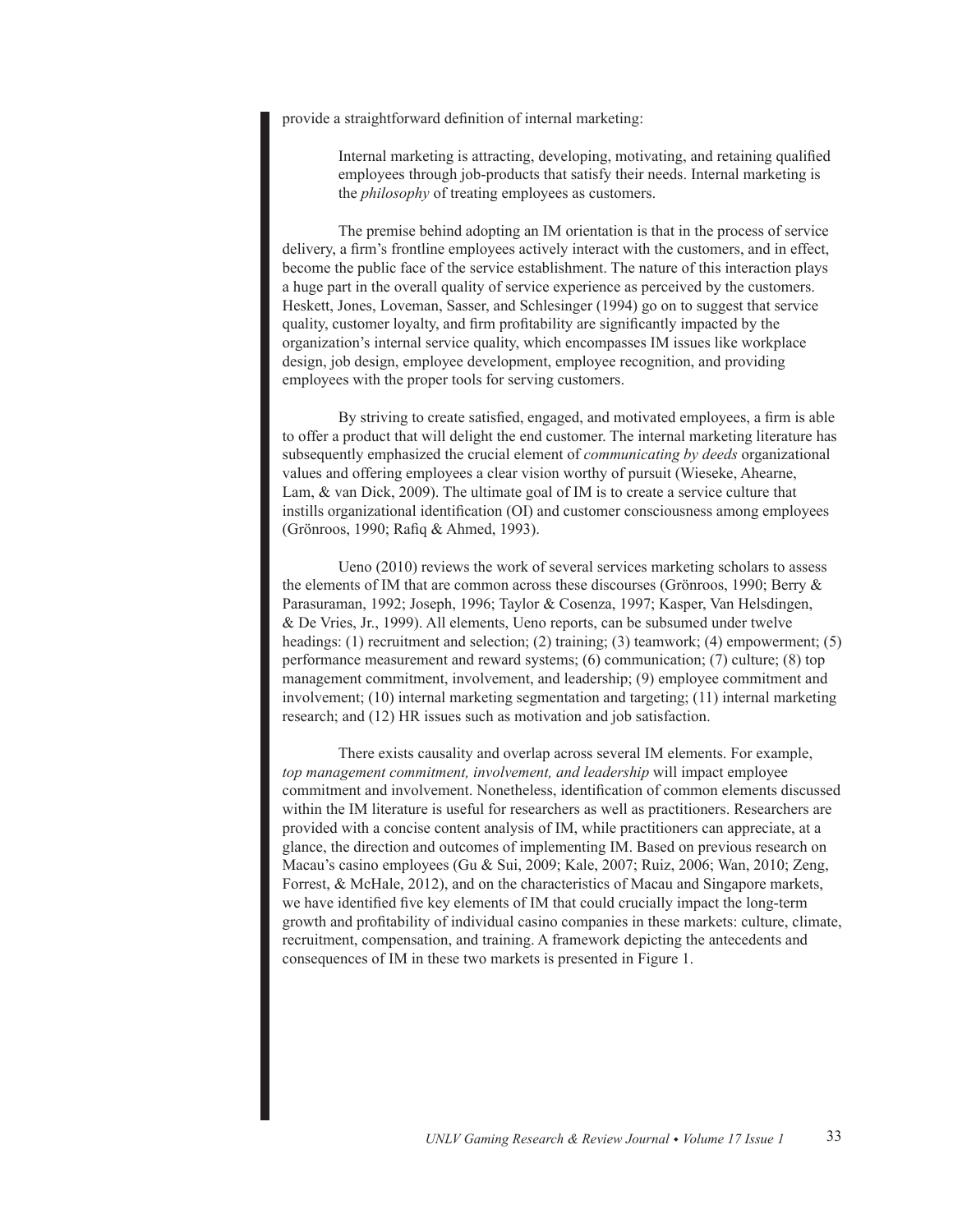provide a straightforward definition of internal marketing:

> Internal marketing is attracting, developing, motivating, and retaining qualified employees through job-products that satisfy their needs. Internal marketing is the *philosophy* of treating employees as customers.

The premise behind adopting an IM orientation is that in the process of service delivery, a firm's frontline employees actively interact with the customers, and in effect, become the public face of the service establishment. The nature of this interaction plays a huge part in the overall quality of service experience as perceived by the customers. Heskett, Jones, Loveman, Sasser, and Schlesinger (1994) go on to suggest that service quality, customer loyalty, and firm profitability are significantly impacted by the organization's internal service quality, which encompasses IM issues like workplace design, job design, employee development, employee recognition, and providing employees with the proper tools for serving customers.

By striving to create satisfied, engaged, and motivated employees, a firm is able to offer a product that will delight the end customer. The internal marketing literature has subsequently emphasized the crucial element of *communicating by deeds* organizational values and offering employees a clear vision worthy of pursuit (Wieseke, Ahearne, Lam, & van Dick, 2009). The ultimate goal of IM is to create a service culture that instills organizational identification (OI) and customer consciousness among employees (Grönroos, 1990; Rafiq & Ahmed, 1993).

Ueno (2010) reviews the work of several services marketing scholars to assess the elements of IM that are common across these discourses (Grönroos, 1990; Berry & Parasuraman, 1992; Joseph, 1996; Taylor & Cosenza, 1997; Kasper, Van Helsdingen, & De Vries, Jr., 1999). All elements, Ueno reports, can be subsumed under twelve headings: (1) recruitment and selection; (2) training; (3) teamwork; (4) empowerment; (5) performance measurement and reward systems; (6) communication; (7) culture; (8) top management commitment, involvement, and leadership; (9) employee commitment and involvement; (10) internal marketing segmentation and targeting; (11) internal marketing research; and (12) HR issues such as motivation and job satisfaction.

There exists causality and overlap across several IM elements. For example, *top management commitment, involvement, and leadership* will impact employee commitment and involvement. Nonetheless, identification of common elements discussed within the IM literature is useful for researchers as well as practitioners. Researchers are provided with a concise content analysis of IM, while practitioners can appreciate, at a glance, the direction and outcomes of implementing IM. Based on previous research on Macau's casino employees (Gu & Sui, 2009; Kale, 2007; Ruiz, 2006; Wan, 2010; Zeng, Forrest, & McHale, 2012), and on the characteristics of Macau and Singapore markets, we have identified five key elements of IM that could crucially impact the long-term growth and profitability of individual casino companies in these markets: culture, climate, recruitment, compensation, and training. A framework depicting the antecedents and consequences of IM in these two markets is presented in Figure 1.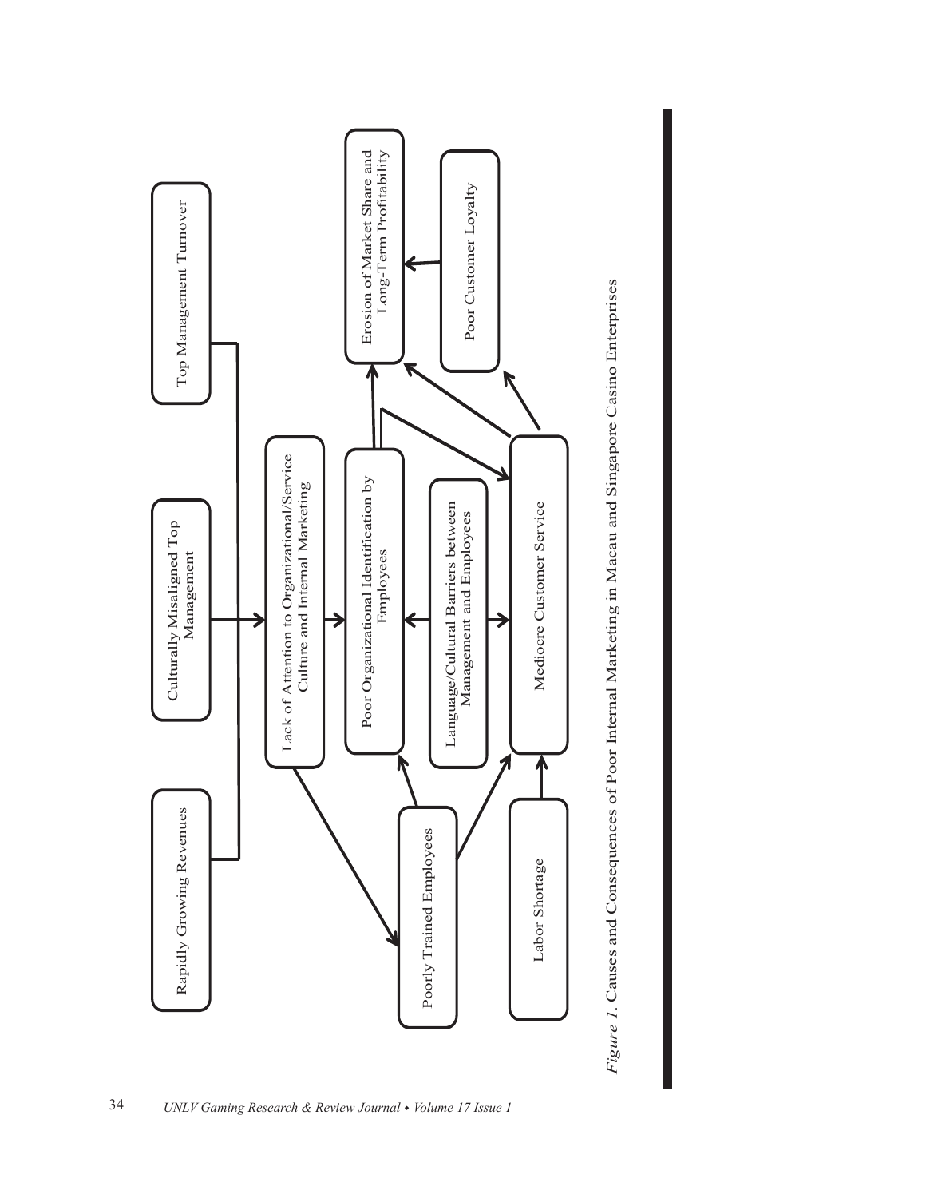Rapidly Growing Revenues

Culturally Misaligned Top Management

Top Management Turnover

Lack of Attention to Organizational/Service Culture and Internal Marketing

Poor Organizational Identification by Employees

Language/Cultural Barriers between Management and Employees

Mediocre Customer Service

Erosion of Market Share and Long-Term Profitability

Poor Customer Loyalty

Poorly Trained Employees

Labor Shortage

*Figure 1.* Causes and Consequences of Poor Internal Marketing in Macau and Singapore Casino Enterprises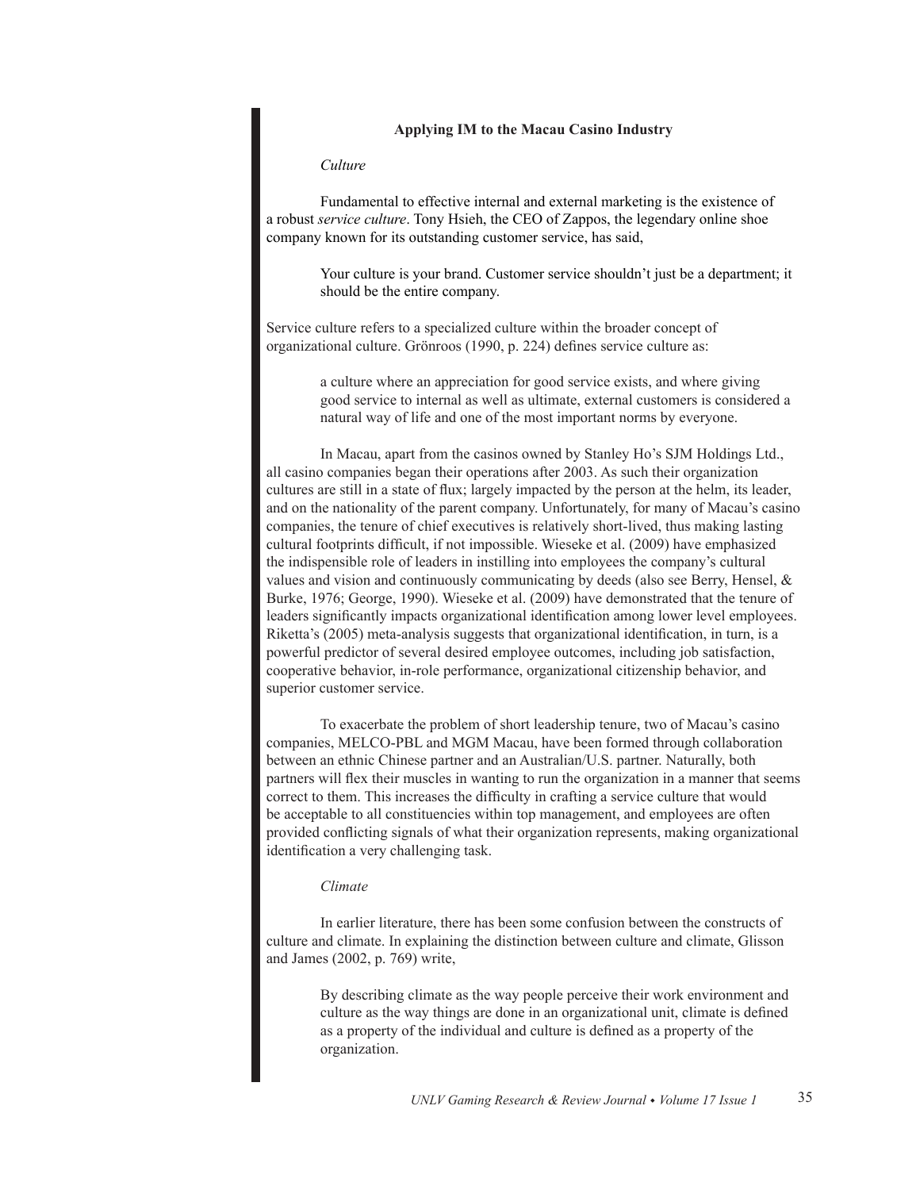## Applying IM to the Macau Casino Industry

### *Culture*

Fundamental to effective internal and external marketing is the existence of a robust *service culture*. Tony Hsieh, the CEO of Zappos, the legendary online shoe company known for its outstanding customer service, has said,

> Your culture is your brand. Customer service shouldn't just be a department; it should be the entire company.

Service culture refers to a specialized culture within the broader concept of organizational culture. Grönroos (1990, p. 224) defines service culture as:

> a culture where an appreciation for good service exists, and where giving good service to internal as well as ultimate, external customers is considered a natural way of life and one of the most important norms by everyone.

In Macau, apart from the casinos owned by Stanley Ho's SJM Holdings Ltd., all casino companies began their operations after 2003. As such their organization cultures are still in a state of flux; largely impacted by the person at the helm, its leader, and on the nationality of the parent company. Unfortunately, for many of Macau's casino companies, the tenure of chief executives is relatively short-lived, thus making lasting cultural footprints difficult, if not impossible. Wieseke et al. (2009) have emphasized the indispensible role of leaders in instilling into employees the company's cultural values and vision and continuously communicating by deeds (also see Berry, Hensel, & Burke, 1976; George, 1990). Wieseke et al. (2009) have demonstrated that the tenure of leaders significantly impacts organizational identification among lower level employees. Riketta's (2005) meta-analysis suggests that organizational identification, in turn, is a powerful predictor of several desired employee outcomes, including job satisfaction, cooperative behavior, in-role performance, organizational citizenship behavior, and superior customer service.

To exacerbate the problem of short leadership tenure, two of Macau's casino companies, MELCO-PBL and MGM Macau, have been formed through collaboration between an ethnic Chinese partner and an Australian/U.S. partner. Naturally, both partners will flex their muscles in wanting to run the organization in a manner that seems correct to them. This increases the difficulty in crafting a service culture that would be acceptable to all constituencies within top management, and employees are often provided conflicting signals of what their organization represents, making organizational identification a very challenging task.

### *Climate*

In earlier literature, there has been some confusion between the constructs of culture and climate. In explaining the distinction between culture and climate, Glisson and James (2002, p. 769) write,

> By describing climate as the way people perceive their work environment and culture as the way things are done in an organizational unit, climate is defined as a property of the individual and culture is defined as a property of the organization.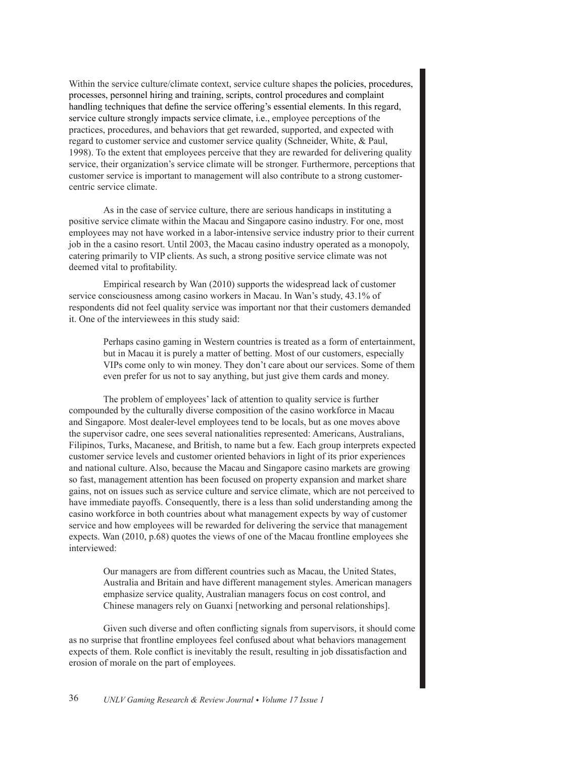Within the service culture/climate context, service culture shapes the policies, procedures, processes, personnel hiring and training, scripts, control procedures and complaint handling techniques that define the service offering's essential elements. In this regard, service culture strongly impacts service climate, i.e., employee perceptions of the practices, procedures, and behaviors that get rewarded, supported, and expected with regard to customer service and customer service quality (Schneider, White, & Paul, 1998). To the extent that employees perceive that they are rewarded for delivering quality service, their organization's service climate will be stronger. Furthermore, perceptions that customer service is important to management will also contribute to a strong customer-centric service climate.

As in the case of service culture, there are serious handicaps in instituting a positive service climate within the Macau and Singapore casino industry. For one, most employees may not have worked in a labor-intensive service industry prior to their current job in the a casino resort. Until 2003, the Macau casino industry operated as a monopoly, catering primarily to VIP clients. As such, a strong positive service climate was not deemed vital to profitability.

Empirical research by Wan (2010) supports the widespread lack of customer service consciousness among casino workers in Macau. In Wan's study, 43.1% of respondents did not feel quality service was important nor that their customers demanded it. One of the interviewees in this study said:

> Perhaps casino gaming in Western countries is treated as a form of entertainment, but in Macau it is purely a matter of betting. Most of our customers, especially VIPs come only to win money. They don't care about our services. Some of them even prefer for us not to say anything, but just give them cards and money.

The problem of employees' lack of attention to quality service is further compounded by the culturally diverse composition of the casino workforce in Macau and Singapore. Most dealer-level employees tend to be locals, but as one moves above the supervisor cadre, one sees several nationalities represented: Americans, Australians, Filipinos, Turks, Macanese, and British, to name but a few. Each group interprets expected customer service levels and customer oriented behaviors in light of its prior experiences and national culture. Also, because the Macau and Singapore casino markets are growing so fast, management attention has been focused on property expansion and market share gains, not on issues such as service culture and service climate, which are not perceived to have immediate payoffs. Consequently, there is a less than solid understanding among the casino workforce in both countries about what management expects by way of customer service and how employees will be rewarded for delivering the service that management expects. Wan (2010, p.68) quotes the views of one of the Macau frontline employees she interviewed:

> Our managers are from different countries such as Macau, the United States, Australia and Britain and have different management styles. American managers emphasize service quality, Australian managers focus on cost control, and Chinese managers rely on Guanxi [networking and personal relationships].

Given such diverse and often conflicting signals from supervisors, it should come as no surprise that frontline employees feel confused about what behaviors management expects of them. Role conflict is inevitably the result, resulting in job dissatisfaction and erosion of morale on the part of employees.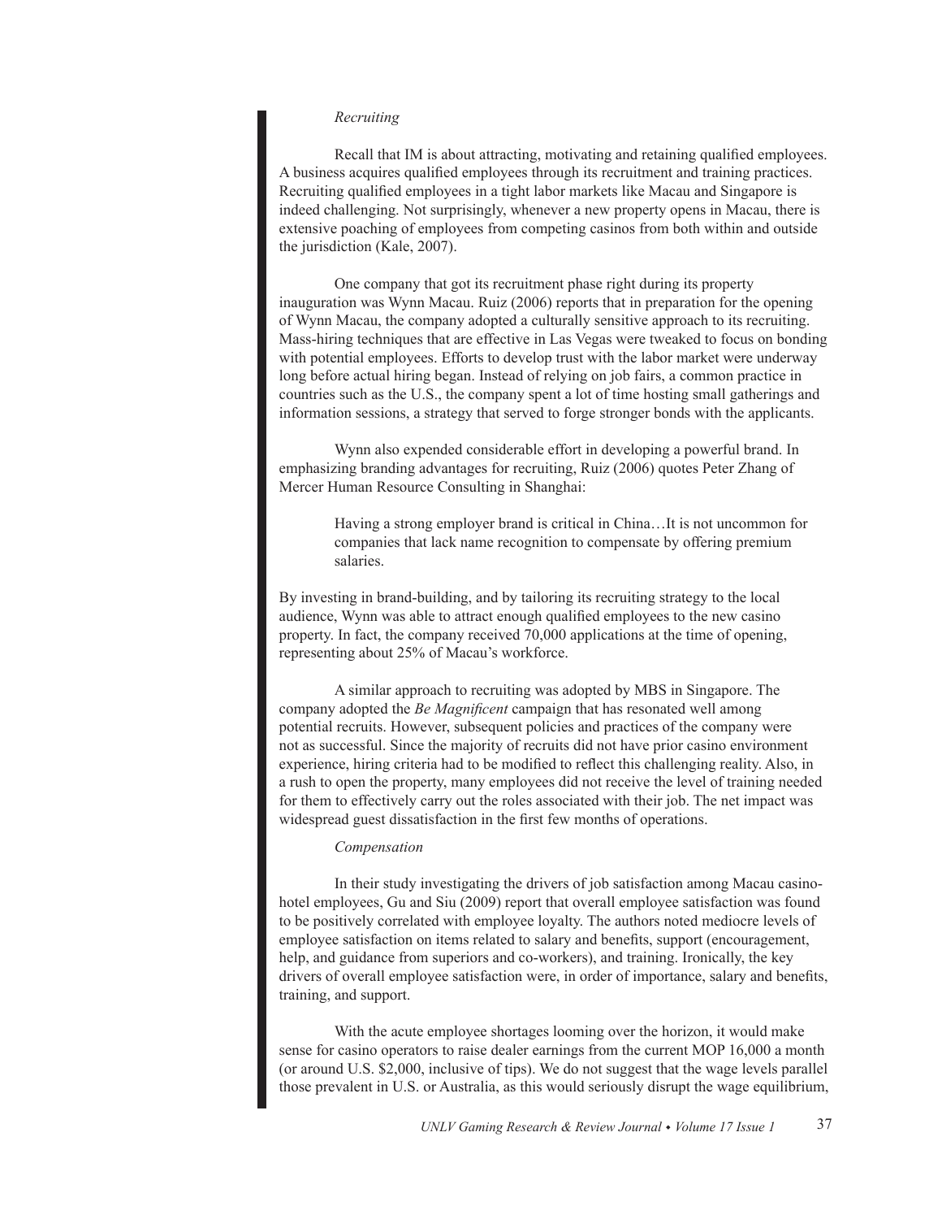*Recruiting*

Recall that IM is about attracting, motivating and retaining qualified employees. A business acquires qualified employees through its recruitment and training practices. Recruiting qualified employees in a tight labor markets like Macau and Singapore is indeed challenging. Not surprisingly, whenever a new property opens in Macau, there is extensive poaching of employees from competing casinos from both within and outside the jurisdiction (Kale, 2007).

One company that got its recruitment phase right during its property inauguration was Wynn Macau. Ruiz (2006) reports that in preparation for the opening of Wynn Macau, the company adopted a culturally sensitive approach to its recruiting. Mass-hiring techniques that are effective in Las Vegas were tweaked to focus on bonding with potential employees. Efforts to develop trust with the labor market were underway long before actual hiring began. Instead of relying on job fairs, a common practice in countries such as the U.S., the company spent a lot of time hosting small gatherings and information sessions, a strategy that served to forge stronger bonds with the applicants.

Wynn also expended considerable effort in developing a powerful brand. In emphasizing branding advantages for recruiting, Ruiz (2006) quotes Peter Zhang of Mercer Human Resource Consulting in Shanghai:

> Having a strong employer brand is critical in China…It is not uncommon for companies that lack name recognition to compensate by offering premium salaries.

By investing in brand-building, and by tailoring its recruiting strategy to the local audience, Wynn was able to attract enough qualified employees to the new casino property. In fact, the company received 70,000 applications at the time of opening, representing about 25% of Macau's workforce.

A similar approach to recruiting was adopted by MBS in Singapore. The company adopted the *Be Magnificent* campaign that has resonated well among potential recruits. However, subsequent policies and practices of the company were not as successful. Since the majority of recruits did not have prior casino environment experience, hiring criteria had to be modified to reflect this challenging reality. Also, in a rush to open the property, many employees did not receive the level of training needed for them to effectively carry out the roles associated with their job. The net impact was widespread guest dissatisfaction in the first few months of operations.

*Compensation*

In their study investigating the drivers of job satisfaction among Macau casino-hotel employees, Gu and Siu (2009) report that overall employee satisfaction was found to be positively correlated with employee loyalty. The authors noted mediocre levels of employee satisfaction on items related to salary and benefits, support (encouragement, help, and guidance from superiors and co-workers), and training. Ironically, the key drivers of overall employee satisfaction were, in order of importance, salary and benefits, training, and support.

With the acute employee shortages looming over the horizon, it would make sense for casino operators to raise dealer earnings from the current MOP 16,000 a month (or around U.S. $2,000, inclusive of tips). We do not suggest that the wage levels parallel those prevalent in U.S. or Australia, as this would seriously disrupt the wage equilibrium,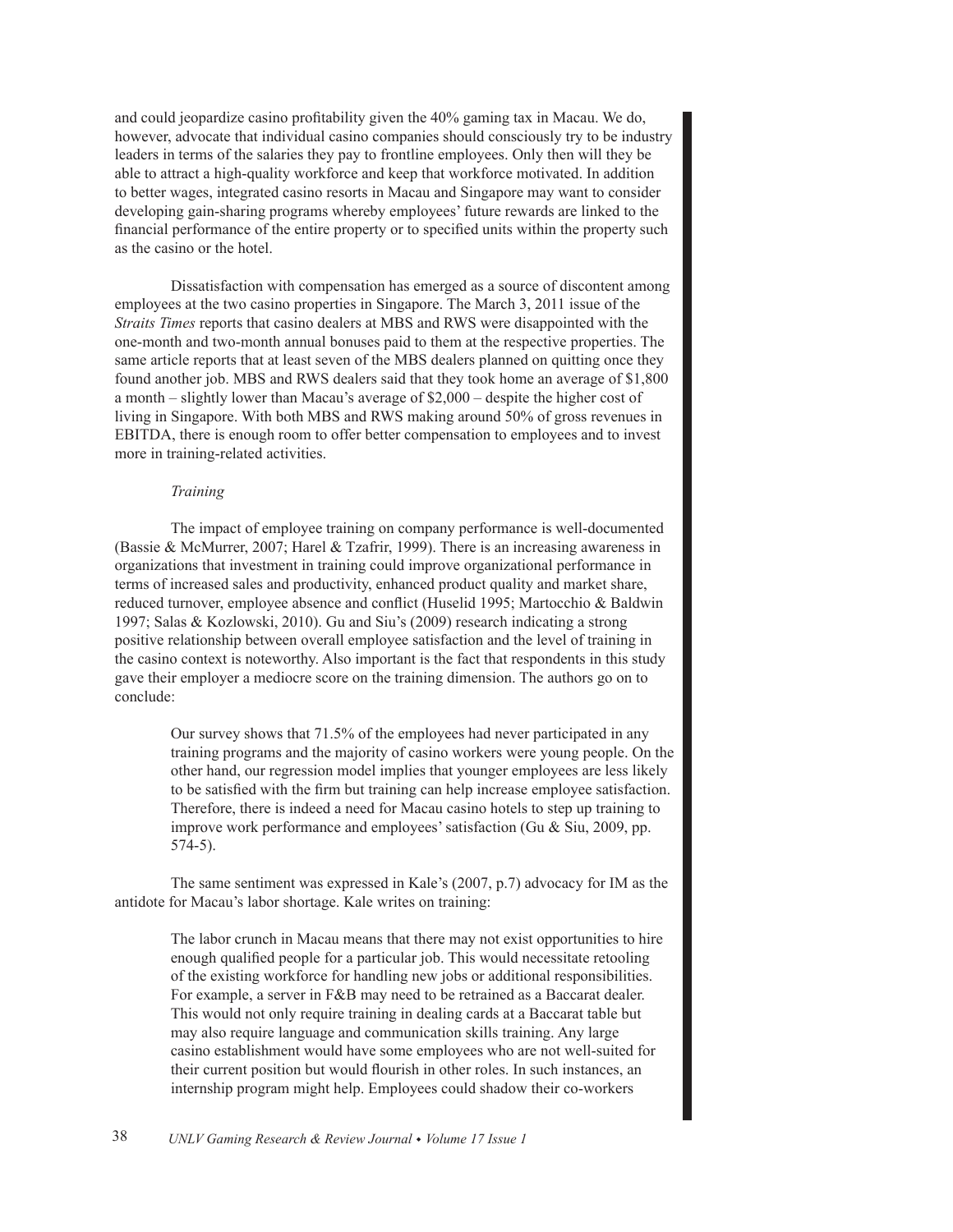and could jeopardize casino profitability given the 40% gaming tax in Macau. We do, however, advocate that individual casino companies should consciously try to be industry leaders in terms of the salaries they pay to frontline employees. Only then will they be able to attract a high-quality workforce and keep that workforce motivated. In addition to better wages, integrated casino resorts in Macau and Singapore may want to consider developing gain-sharing programs whereby employees' future rewards are linked to the financial performance of the entire property or to specified units within the property such as the casino or the hotel.

Dissatisfaction with compensation has emerged as a source of discontent among employees at the two casino properties in Singapore. The March 3, 2011 issue of the *Straits Times* reports that casino dealers at MBS and RWS were disappointed with the one-month and two-month annual bonuses paid to them at the respective properties. The same article reports that at least seven of the MBS dealers planned on quitting once they found another job. MBS and RWS dealers said that they took home an average of $1,800 a month – slightly lower than Macau's average of $2,000 – despite the higher cost of living in Singapore. With both MBS and RWS making around 50% of gross revenues in EBITDA, there is enough room to offer better compensation to employees and to invest more in training-related activities.

*Training*

The impact of employee training on company performance is well-documented (Bassie & McMurrer, 2007; Harel & Tzafrir, 1999). There is an increasing awareness in organizations that investment in training could improve organizational performance in terms of increased sales and productivity, enhanced product quality and market share, reduced turnover, employee absence and conflict (Huselid 1995; Martocchio & Baldwin 1997; Salas & Kozlowski, 2010). Gu and Siu's (2009) research indicating a strong positive relationship between overall employee satisfaction and the level of training in the casino context is noteworthy. Also important is the fact that respondents in this study gave their employer a mediocre score on the training dimension. The authors go on to conclude:

> Our survey shows that 71.5% of the employees had never participated in any training programs and the majority of casino workers were young people. On the other hand, our regression model implies that younger employees are less likely to be satisfied with the firm but training can help increase employee satisfaction. Therefore, there is indeed a need for Macau casino hotels to step up training to improve work performance and employees' satisfaction (Gu & Siu, 2009, pp. 574-5).

The same sentiment was expressed in Kale's (2007, p.7) advocacy for IM as the antidote for Macau's labor shortage. Kale writes on training:

> The labor crunch in Macau means that there may not exist opportunities to hire enough qualified people for a particular job. This would necessitate retooling of the existing workforce for handling new jobs or additional responsibilities. For example, a server in F&B may need to be retrained as a Baccarat dealer. This would not only require training in dealing cards at a Baccarat table but may also require language and communication skills training. Any large casino establishment would have some employees who are not well-suited for their current position but would flourish in other roles. In such instances, an internship program might help. Employees could shadow their co-workers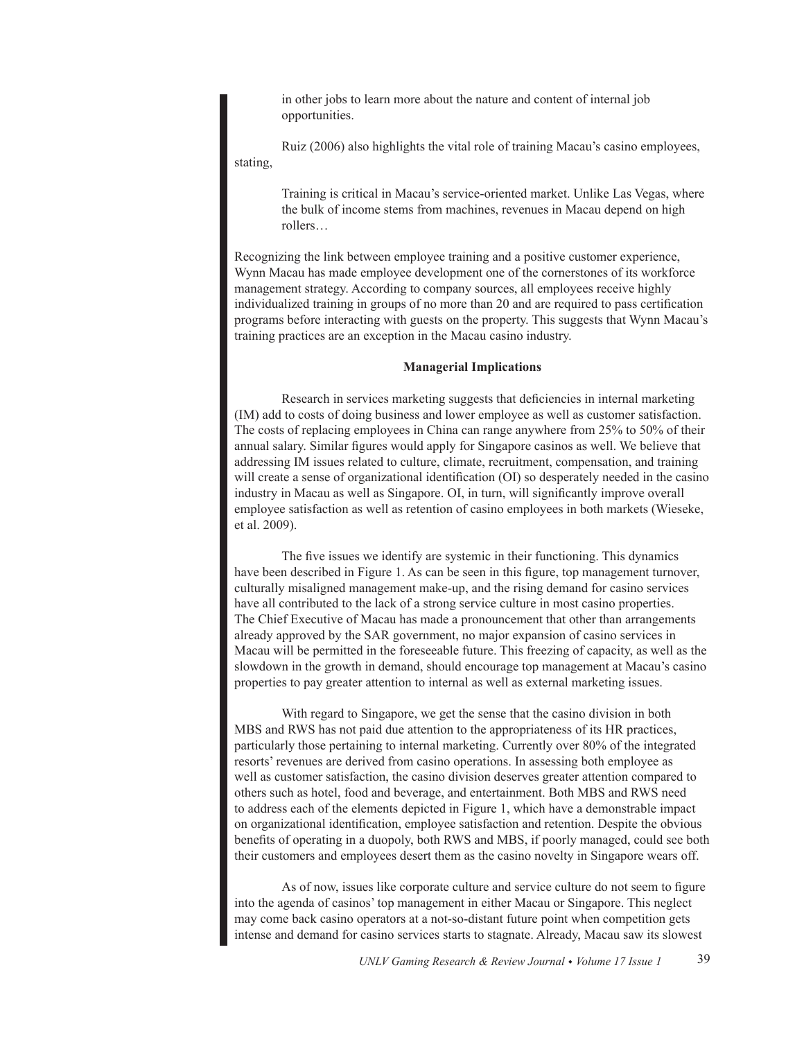in other jobs to learn more about the nature and content of internal job opportunities.

Ruiz (2006) also highlights the vital role of training Macau's casino employees, stating,

> Training is critical in Macau's service-oriented market. Unlike Las Vegas, where the bulk of income stems from machines, revenues in Macau depend on high rollers…

Recognizing the link between employee training and a positive customer experience, Wynn Macau has made employee development one of the cornerstones of its workforce management strategy. According to company sources, all employees receive highly individualized training in groups of no more than 20 and are required to pass certification programs before interacting with guests on the property. This suggests that Wynn Macau's training practices are an exception in the Macau casino industry.

**Managerial Implications**

Research in services marketing suggests that deficiencies in internal marketing (IM) add to costs of doing business and lower employee as well as customer satisfaction. The costs of replacing employees in China can range anywhere from 25% to 50% of their annual salary. Similar figures would apply for Singapore casinos as well. We believe that addressing IM issues related to culture, climate, recruitment, compensation, and training will create a sense of organizational identification (OI) so desperately needed in the casino industry in Macau as well as Singapore. OI, in turn, will significantly improve overall employee satisfaction as well as retention of casino employees in both markets (Wieseke, et al. 2009).

The five issues we identify are systemic in their functioning. This dynamics have been described in Figure 1. As can be seen in this figure, top management turnover, culturally misaligned management make-up, and the rising demand for casino services have all contributed to the lack of a strong service culture in most casino properties. The Chief Executive of Macau has made a pronouncement that other than arrangements already approved by the SAR government, no major expansion of casino services in Macau will be permitted in the foreseeable future. This freezing of capacity, as well as the slowdown in the growth in demand, should encourage top management at Macau's casino properties to pay greater attention to internal as well as external marketing issues.

With regard to Singapore, we get the sense that the casino division in both MBS and RWS has not paid due attention to the appropriateness of its HR practices, particularly those pertaining to internal marketing. Currently over 80% of the integrated resorts' revenues are derived from casino operations. In assessing both employee as well as customer satisfaction, the casino division deserves greater attention compared to others such as hotel, food and beverage, and entertainment. Both MBS and RWS need to address each of the elements depicted in Figure 1, which have a demonstrable impact on organizational identification, employee satisfaction and retention. Despite the obvious benefits of operating in a duopoly, both RWS and MBS, if poorly managed, could see both their customers and employees desert them as the casino novelty in Singapore wears off.

As of now, issues like corporate culture and service culture do not seem to figure into the agenda of casinos' top management in either Macau or Singapore. This neglect may come back casino operators at a not-so-distant future point when competition gets intense and demand for casino services starts to stagnate. Already, Macau saw its slowest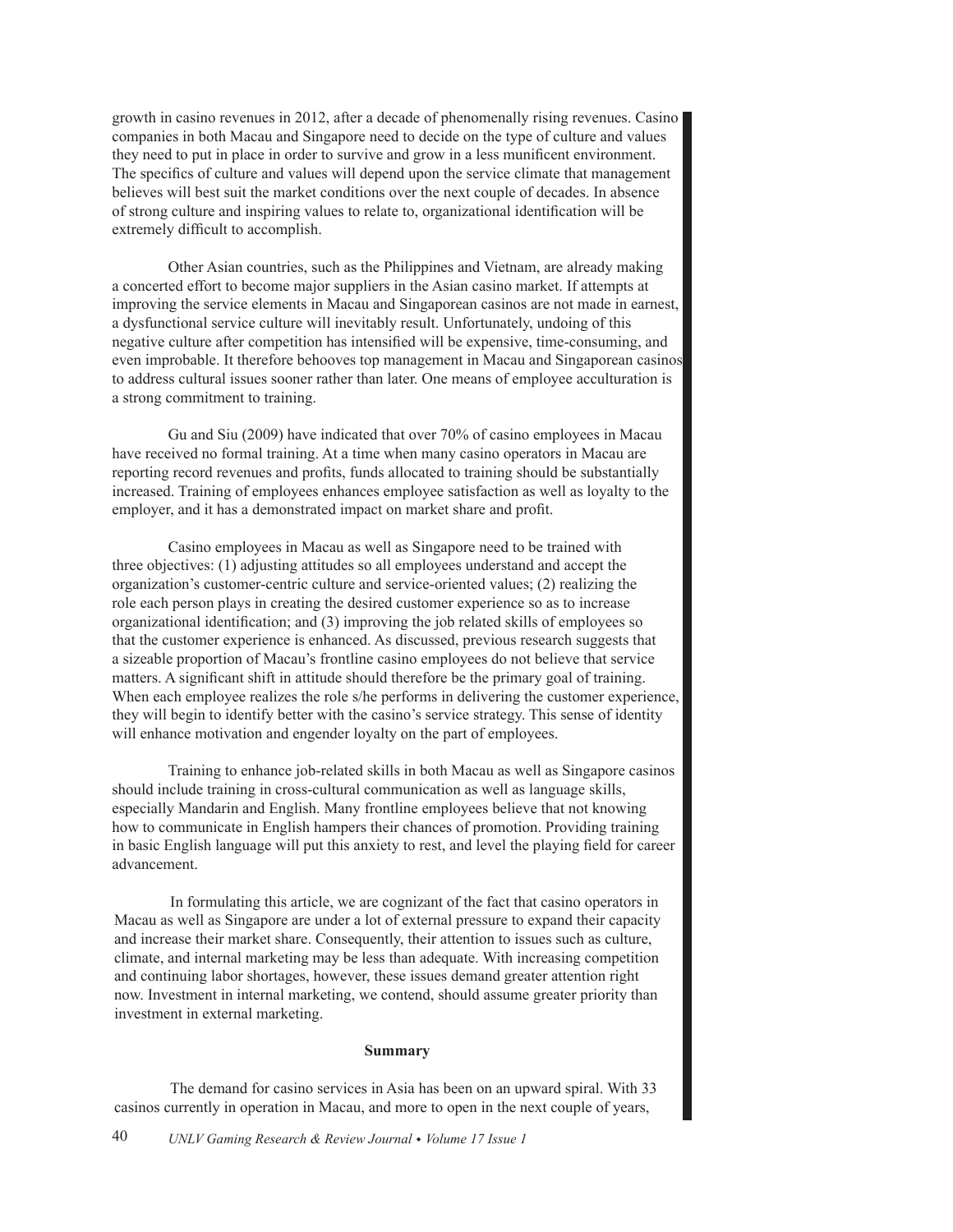growth in casino revenues in 2012, after a decade of phenomenally rising revenues. Casino companies in both Macau and Singapore need to decide on the type of culture and values they need to put in place in order to survive and grow in a less munificent environment. The specifics of culture and values will depend upon the service climate that management believes will best suit the market conditions over the next couple of decades. In absence of strong culture and inspiring values to relate to, organizational identification will be extremely difficult to accomplish.

Other Asian countries, such as the Philippines and Vietnam, are already making a concerted effort to become major suppliers in the Asian casino market. If attempts at improving the service elements in Macau and Singaporean casinos are not made in earnest, a dysfunctional service culture will inevitably result. Unfortunately, undoing of this negative culture after competition has intensified will be expensive, time-consuming, and even improbable. It therefore behooves top management in Macau and Singaporean casinos to address cultural issues sooner rather than later. One means of employee acculturation is a strong commitment to training.

Gu and Siu (2009) have indicated that over 70% of casino employees in Macau have received no formal training. At a time when many casino operators in Macau are reporting record revenues and profits, funds allocated to training should be substantially increased. Training of employees enhances employee satisfaction as well as loyalty to the employer, and it has a demonstrated impact on market share and profit.

Casino employees in Macau as well as Singapore need to be trained with three objectives: (1) adjusting attitudes so all employees understand and accept the organization's customer-centric culture and service-oriented values; (2) realizing the role each person plays in creating the desired customer experience so as to increase organizational identification; and (3) improving the job related skills of employees so that the customer experience is enhanced. As discussed, previous research suggests that a sizeable proportion of Macau's frontline casino employees do not believe that service matters. A significant shift in attitude should therefore be the primary goal of training. When each employee realizes the role s/he performs in delivering the customer experience, they will begin to identify better with the casino's service strategy. This sense of identity will enhance motivation and engender loyalty on the part of employees.

Training to enhance job-related skills in both Macau as well as Singapore casinos should include training in cross-cultural communication as well as language skills, especially Mandarin and English. Many frontline employees believe that not knowing how to communicate in English hampers their chances of promotion. Providing training in basic English language will put this anxiety to rest, and level the playing field for career advancement.

In formulating this article, we are cognizant of the fact that casino operators in Macau as well as Singapore are under a lot of external pressure to expand their capacity and increase their market share. Consequently, their attention to issues such as culture, climate, and internal marketing may be less than adequate. With increasing competition and continuing labor shortages, however, these issues demand greater attention right now. Investment in internal marketing, we contend, should assume greater priority than investment in external marketing.

## Summary

The demand for casino services in Asia has been on an upward spiral. With 33 casinos currently in operation in Macau, and more to open in the next couple of years,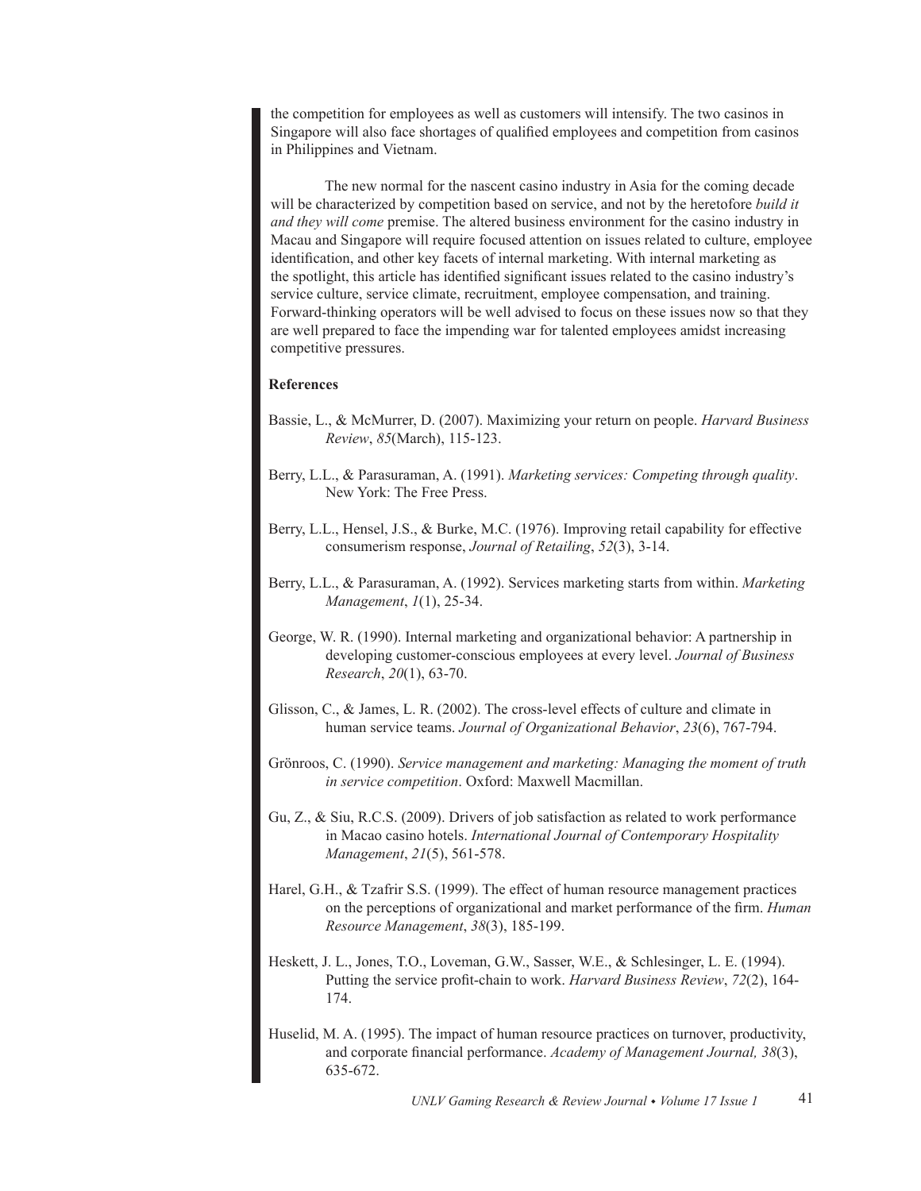the competition for employees as well as customers will intensify. The two casinos in Singapore will also face shortages of qualified employees and competition from casinos in Philippines and Vietnam.

The new normal for the nascent casino industry in Asia for the coming decade will be characterized by competition based on service, and not by the heretofore *build it and they will come* premise. The altered business environment for the casino industry in Macau and Singapore will require focused attention on issues related to culture, employee identification, and other key facets of internal marketing. With internal marketing as the spotlight, this article has identified significant issues related to the casino industry's service culture, service climate, recruitment, employee compensation, and training. Forward-thinking operators will be well advised to focus on these issues now so that they are well prepared to face the impending war for talented employees amidst increasing competitive pressures.

**References**

Bassie, L., & McMurrer, D. (2007). Maximizing your return on people. *Harvard Business Review*, *85*(March), 115-123.

Berry, L.L., & Parasuraman, A. (1991). *Marketing services: Competing through quality*. New York: The Free Press.

Berry, L.L., Hensel, J.S., & Burke, M.C. (1976). Improving retail capability for effective consumerism response, *Journal of Retailing*, *52*(3), 3-14.

Berry, L.L., & Parasuraman, A. (1992). Services marketing starts from within. *Marketing Management*, *1*(1), 25-34.

George, W. R. (1990). Internal marketing and organizational behavior: A partnership in developing customer-conscious employees at every level. *Journal of Business Research*, *20*(1), 63-70.

Glisson, C., & James, L. R. (2002). The cross-level effects of culture and climate in human service teams. *Journal of Organizational Behavior*, *23*(6), 767-794.

Grönroos, C. (1990). *Service management and marketing: Managing the moment of truth in service competition*. Oxford: Maxwell Macmillan.

Gu, Z., & Siu, R.C.S. (2009). Drivers of job satisfaction as related to work performance in Macao casino hotels. *International Journal of Contemporary Hospitality Management*, *21*(5), 561-578.

Harel, G.H., & Tzafrir S.S. (1999). The effect of human resource management practices on the perceptions of organizational and market performance of the firm. *Human Resource Management*, *38*(3), 185-199.

Heskett, J. L., Jones, T.O., Loveman, G.W., Sasser, W.E., & Schlesinger, L. E. (1994). Putting the service profit-chain to work. *Harvard Business Review*, *72*(2), 164-174.

Huselid, M. A. (1995). The impact of human resource practices on turnover, productivity, and corporate financial performance. *Academy of Management Journal, 38*(3), 635-672.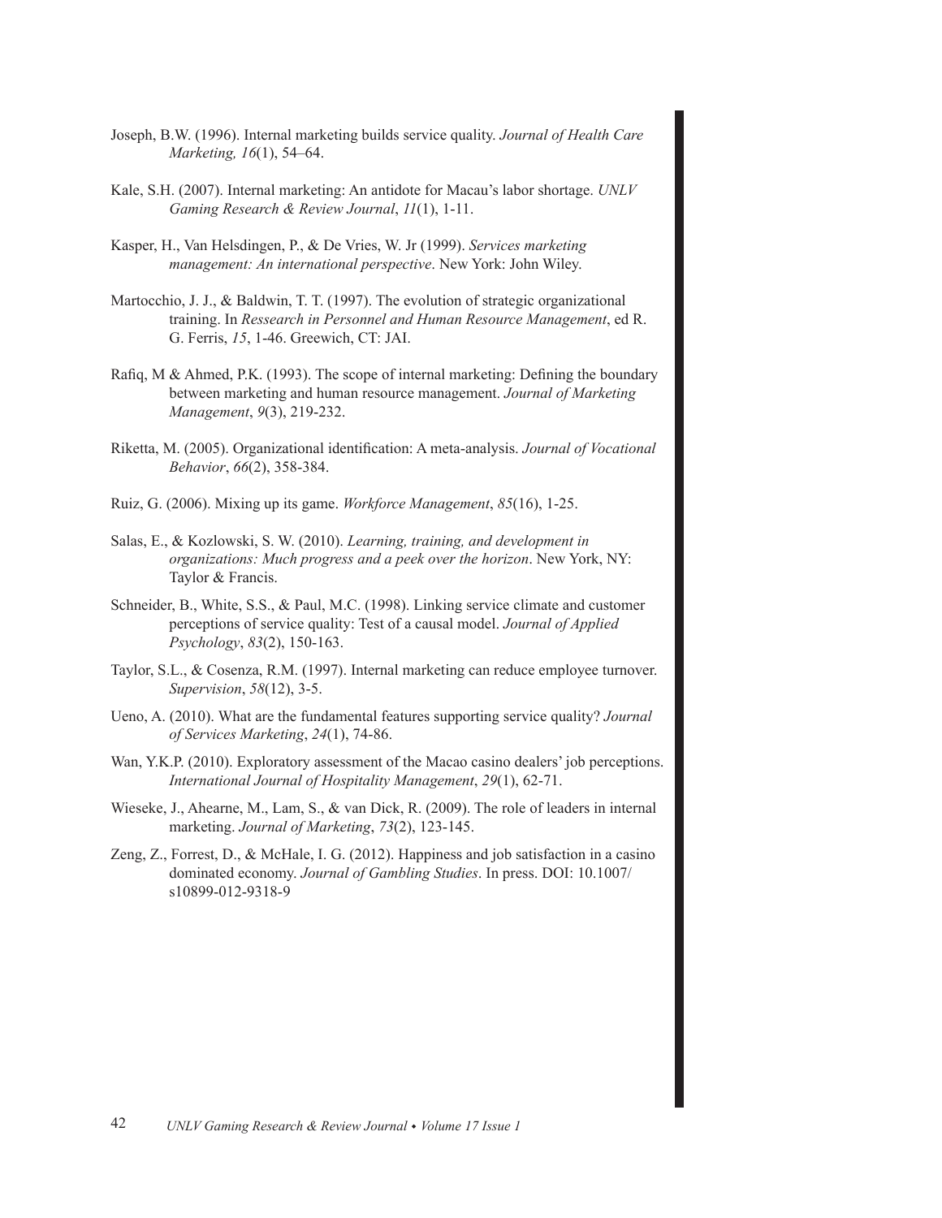Joseph, B.W. (1996). Internal marketing builds service quality. *Journal of Health Care Marketing, 16*(1), 54–64.

Kale, S.H. (2007). Internal marketing: An antidote for Macau's labor shortage. *UNLV Gaming Research & Review Journal*, *11*(1), 1-11.

Kasper, H., Van Helsdingen, P., & De Vries, W. Jr (1999). *Services marketing management: An international perspective*. New York: John Wiley.

Martocchio, J. J., & Baldwin, T. T. (1997). The evolution of strategic organizational training. In *Ressearch in Personnel and Human Resource Management*, ed R. G. Ferris, *15*, 1-46. Greewich, CT: JAI.

Rafiq, M & Ahmed, P.K. (1993). The scope of internal marketing: Defining the boundary between marketing and human resource management. *Journal of Marketing Management*, *9*(3), 219-232.

Riketta, M. (2005). Organizational identification: A meta-analysis. *Journal of Vocational Behavior*, *66*(2), 358-384.

Ruiz, G. (2006). Mixing up its game. *Workforce Management*, *85*(16), 1-25.

Salas, E., & Kozlowski, S. W. (2010). *Learning, training, and development in organizations: Much progress and a peek over the horizon*. New York, NY: Taylor & Francis.

Schneider, B., White, S.S., & Paul, M.C. (1998). Linking service climate and customer perceptions of service quality: Test of a causal model. *Journal of Applied Psychology*, *83*(2), 150-163.

Taylor, S.L., & Cosenza, R.M. (1997). Internal marketing can reduce employee turnover. *Supervision*, *58*(12), 3-5.

Ueno, A. (2010). What are the fundamental features supporting service quality? *Journal of Services Marketing*, *24*(1), 74-86.

Wan, Y.K.P. (2010). Exploratory assessment of the Macao casino dealers' job perceptions. *International Journal of Hospitality Management*, *29*(1), 62-71.

Wieseke, J., Ahearne, M., Lam, S., & van Dick, R. (2009). The role of leaders in internal marketing. *Journal of Marketing*, *73*(2), 123-145.

Zeng, Z., Forrest, D., & McHale, I. G. (2012). Happiness and job satisfaction in a casino dominated economy. *Journal of Gambling Studies*. In press. DOI: 10.1007/s10899-012-9318-9